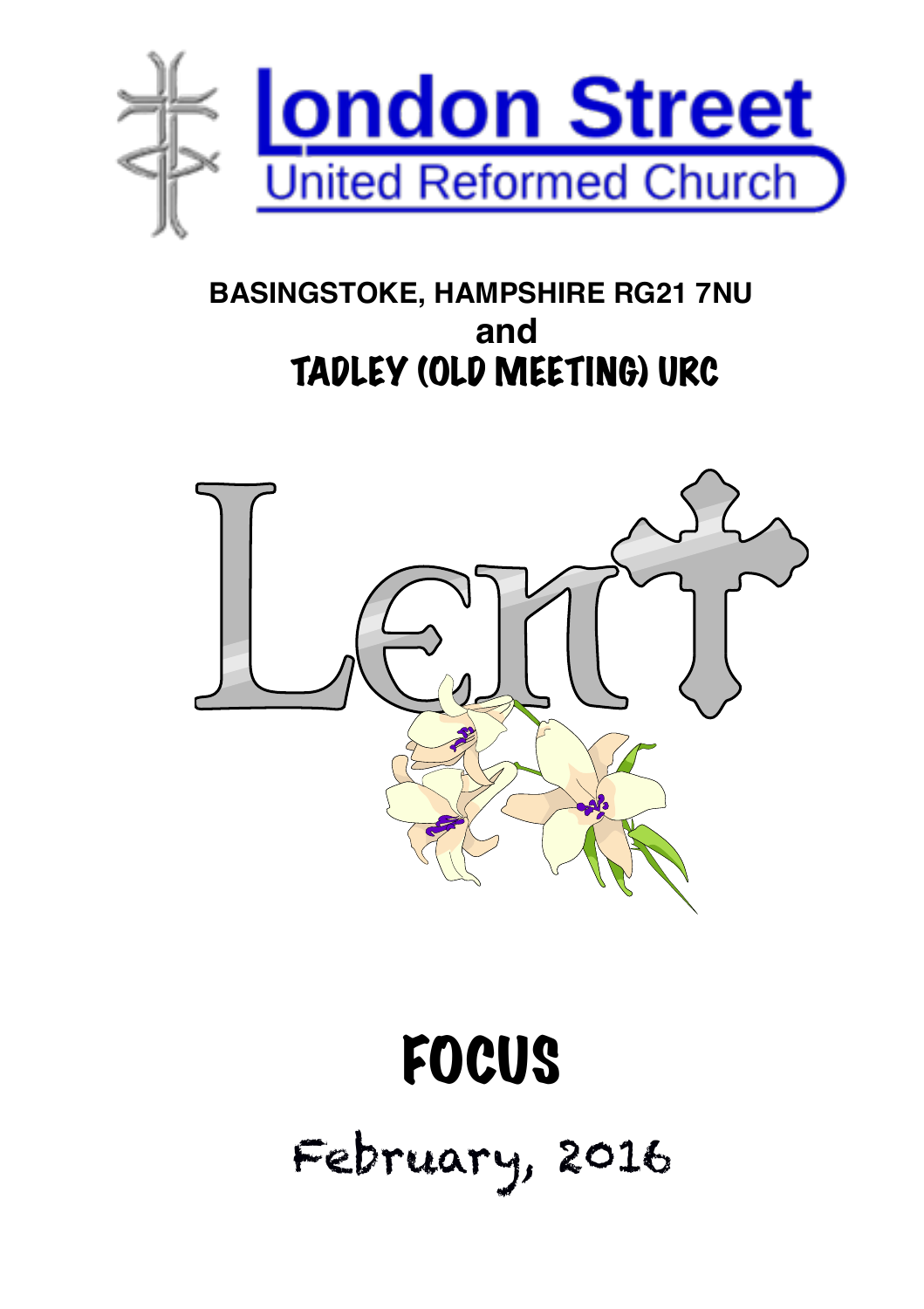# London Street
## United Reformed Church

**BASINGSTOKE, HAMPSHIRE RG21 7NU**

**and**

## TADLEY (OLD MEETING) URC

# Lent

# FOCUS

February, 2016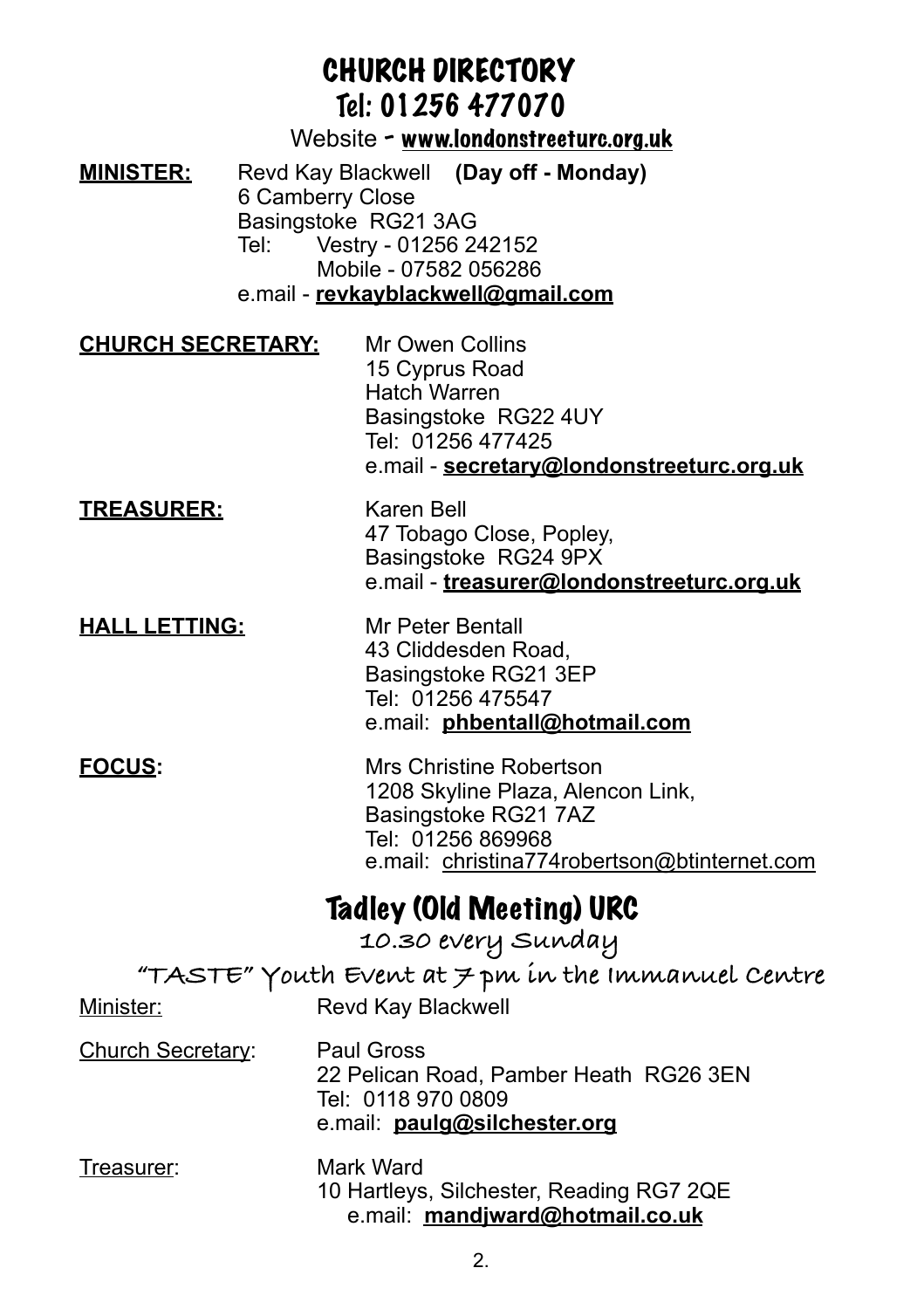# CHURCH DIRECTORY

## Tel: 01256 477070

Website - **www.londonstreeturc.org.uk**

**MINISTER:** Revd Kay Blackwell **(Day off - Monday)**
6 Camberry Close
Basingstoke RG21 3AG
Tel: Vestry - 01256 242152
Mobile - 07582 056286
e.mail - **revkayblackwell@gmail.com**

**CHURCH SECRETARY:** Mr Owen Collins
15 Cyprus Road
Hatch Warren
Basingstoke RG22 4UY
Tel: 01256 477425
e.mail - **secretary@londonstreeturc.org.uk**

**TREASURER:** Karen Bell
47 Tobago Close, Popley,
Basingstoke RG24 9PX
e.mail - **treasurer@londonstreeturc.org.uk**

**HALL LETTING:** Mr Peter Bentall
43 Cliddesden Road,
Basingstoke RG21 3EP
Tel: 01256 475547
e.mail: **phbentall@hotmail.com**

**FOCUS:** Mrs Christine Robertson
1208 Skyline Plaza, Alencon Link,
Basingstoke RG21 7AZ
Tel: 01256 869968
e.mail: christina774robertson@btinternet.com

## Tadley (Old Meeting) URC

10.30 every Sunday

"TASTE" Youth Event at 7 pm in the Immanuel Centre

Minister: Revd Kay Blackwell

Church Secretary: Paul Gross
22 Pelican Road, Pamber Heath RG26 3EN
Tel: 0118 970 0809
e.mail: **paulg@silchester.org**

Treasurer: Mark Ward
10 Hartleys, Silchester, Reading RG7 2QE
e.mail: **mandjward@hotmail.co.uk**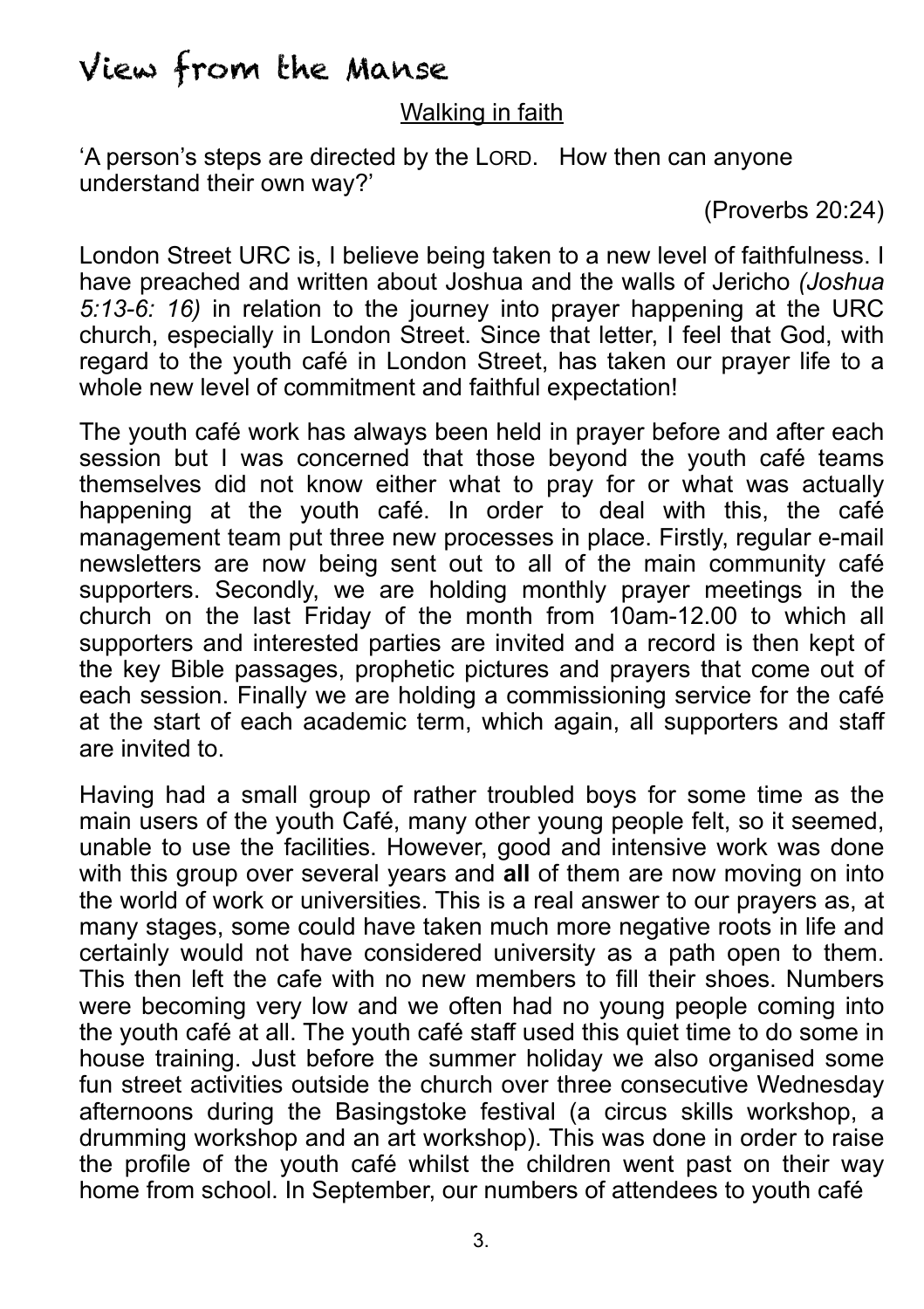# View from the Manse

## Walking in faith

'A person's steps are directed by the LORD. How then can anyone understand their own way?'

(Proverbs 20:24)

London Street URC is, I believe being taken to a new level of faithfulness. I have preached and written about Joshua and the walls of Jericho *(Joshua 5:13-6: 16)* in relation to the journey into prayer happening at the URC church, especially in London Street. Since that letter, I feel that God, with regard to the youth café in London Street, has taken our prayer life to a whole new level of commitment and faithful expectation!

The youth café work has always been held in prayer before and after each session but I was concerned that those beyond the youth café teams themselves did not know either what to pray for or what was actually happening at the youth café. In order to deal with this, the café management team put three new processes in place. Firstly, regular e-mail newsletters are now being sent out to all of the main community café supporters. Secondly, we are holding monthly prayer meetings in the church on the last Friday of the month from 10am-12.00 to which all supporters and interested parties are invited and a record is then kept of the key Bible passages, prophetic pictures and prayers that come out of each session. Finally we are holding a commissioning service for the café at the start of each academic term, which again, all supporters and staff are invited to.

Having had a small group of rather troubled boys for some time as the main users of the youth Café, many other young people felt, so it seemed, unable to use the facilities. However, good and intensive work was done with this group over several years and **all** of them are now moving on into the world of work or universities. This is a real answer to our prayers as, at many stages, some could have taken much more negative roots in life and certainly would not have considered university as a path open to them. This then left the cafe with no new members to fill their shoes. Numbers were becoming very low and we often had no young people coming into the youth café at all. The youth café staff used this quiet time to do some in house training. Just before the summer holiday we also organised some fun street activities outside the church over three consecutive Wednesday afternoons during the Basingstoke festival (a circus skills workshop, a drumming workshop and an art workshop). This was done in order to raise the profile of the youth café whilst the children went past on their way home from school. In September, our numbers of attendees to youth café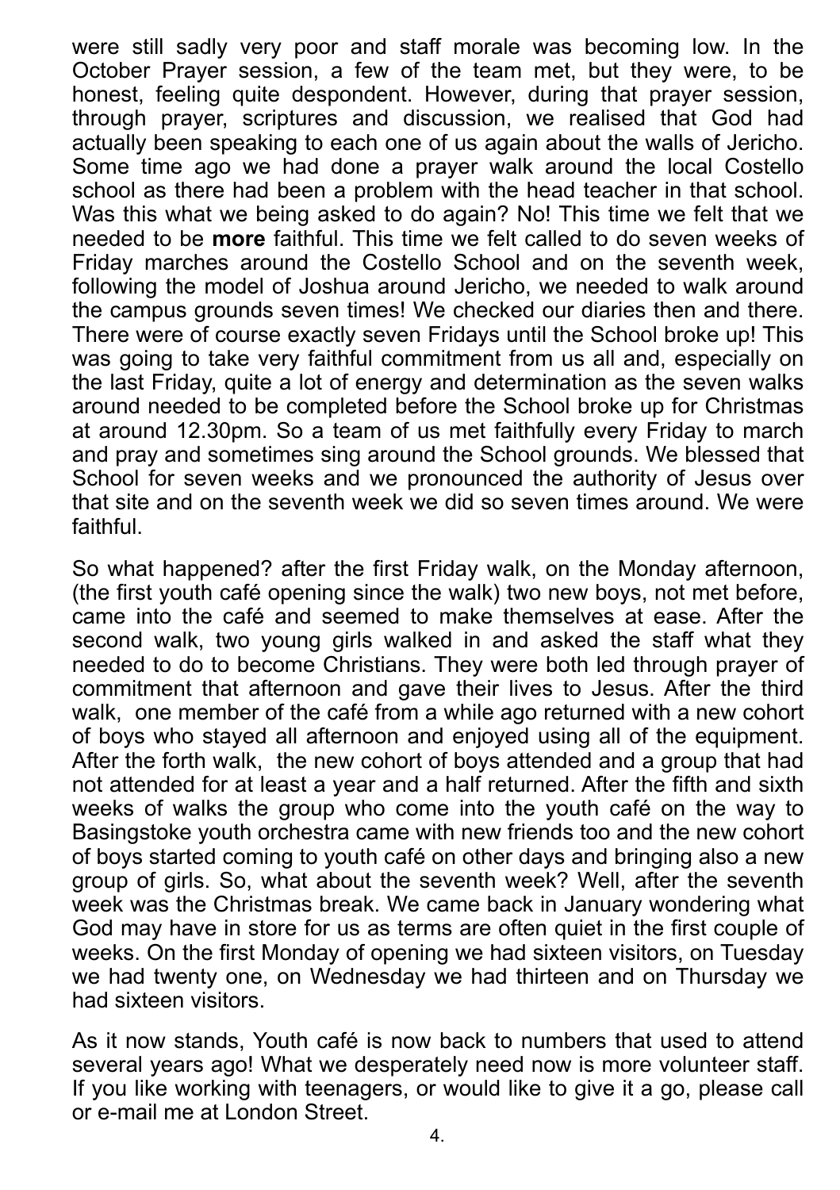were still sadly very poor and staff morale was becoming low. In the October Prayer session, a few of the team met, but they were, to be honest, feeling quite despondent. However, during that prayer session, through prayer, scriptures and discussion, we realised that God had actually been speaking to each one of us again about the walls of Jericho. Some time ago we had done a prayer walk around the local Costello school as there had been a problem with the head teacher in that school. Was this what we being asked to do again? No! This time we felt that we needed to be **more** faithful. This time we felt called to do seven weeks of Friday marches around the Costello School and on the seventh week, following the model of Joshua around Jericho, we needed to walk around the campus grounds seven times! We checked our diaries then and there. There were of course exactly seven Fridays until the School broke up! This was going to take very faithful commitment from us all and, especially on the last Friday, quite a lot of energy and determination as the seven walks around needed to be completed before the School broke up for Christmas at around 12.30pm. So a team of us met faithfully every Friday to march and pray and sometimes sing around the School grounds. We blessed that School for seven weeks and we pronounced the authority of Jesus over that site and on the seventh week we did so seven times around. We were faithful.

So what happened? after the first Friday walk, on the Monday afternoon, (the first youth café opening since the walk) two new boys, not met before, came into the café and seemed to make themselves at ease. After the second walk, two young girls walked in and asked the staff what they needed to do to become Christians. They were both led through prayer of commitment that afternoon and gave their lives to Jesus. After the third walk, one member of the café from a while ago returned with a new cohort of boys who stayed all afternoon and enjoyed using all of the equipment. After the forth walk, the new cohort of boys attended and a group that had not attended for at least a year and a half returned. After the fifth and sixth weeks of walks the group who come into the youth café on the way to Basingstoke youth orchestra came with new friends too and the new cohort of boys started coming to youth café on other days and bringing also a new group of girls. So, what about the seventh week? Well, after the seventh week was the Christmas break. We came back in January wondering what God may have in store for us as terms are often quiet in the first couple of weeks. On the first Monday of opening we had sixteen visitors, on Tuesday we had twenty one, on Wednesday we had thirteen and on Thursday we had sixteen visitors.

As it now stands, Youth café is now back to numbers that used to attend several years ago! What we desperately need now is more volunteer staff. If you like working with teenagers, or would like to give it a go, please call or e-mail me at London Street.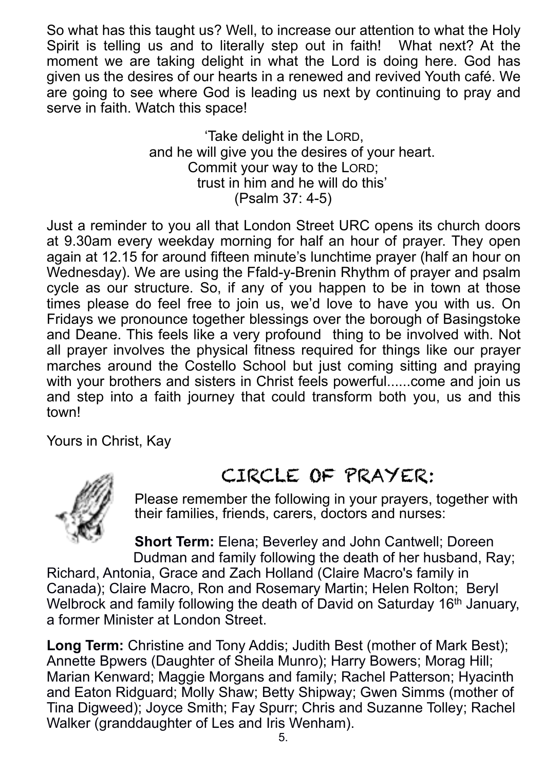So what has this taught us? Well, to increase our attention to what the Holy Spirit is telling us and to literally step out in faith! What next? At the moment we are taking delight in what the Lord is doing here. God has given us the desires of our hearts in a renewed and revived Youth café. We are going to see where God is leading us next by continuing to pray and serve in faith. Watch this space!

'Take delight in the LORD,
and he will give you the desires of your heart.
Commit your way to the LORD;
trust in him and he will do this'
(Psalm 37: 4-5)

Just a reminder to you all that London Street URC opens its church doors at 9.30am every weekday morning for half an hour of prayer. They open again at 12.15 for around fifteen minute's lunchtime prayer (half an hour on Wednesday). We are using the Ffald-y-Brenin Rhythm of prayer and psalm cycle as our structure. So, if any of you happen to be in town at those times please do feel free to join us, we'd love to have you with us. On Fridays we pronounce together blessings over the borough of Basingstoke and Deane. This feels like a very profound thing to be involved with. Not all prayer involves the physical fitness required for things like our prayer marches around the Costello School but just coming sitting and praying with your brothers and sisters in Christ feels powerful......come and join us and step into a faith journey that could transform both you, us and this town!

Yours in Christ, Kay

## CIRCLE OF PRAYER:

Please remember the following in your prayers, together with their families, friends, carers, doctors and nurses:

**Short Term:** Elena; Beverley and John Cantwell; Doreen Dudman and family following the death of her husband, Ray; Richard, Antonia, Grace and Zach Holland (Claire Macro's family in Canada); Claire Macro, Ron and Rosemary Martin; Helen Rolton; Beryl Welbrock and family following the death of David on Saturday 16th January, a former Minister at London Street.

**Long Term:** Christine and Tony Addis; Judith Best (mother of Mark Best); Annette Bpwers (Daughter of Sheila Munro); Harry Bowers; Morag Hill; Marian Kenward; Maggie Morgans and family; Rachel Patterson; Hyacinth and Eaton Ridguard; Molly Shaw; Betty Shipway; Gwen Simms (mother of Tina Digweed); Joyce Smith; Fay Spurr; Chris and Suzanne Tolley; Rachel Walker (granddaughter of Les and Iris Wenham).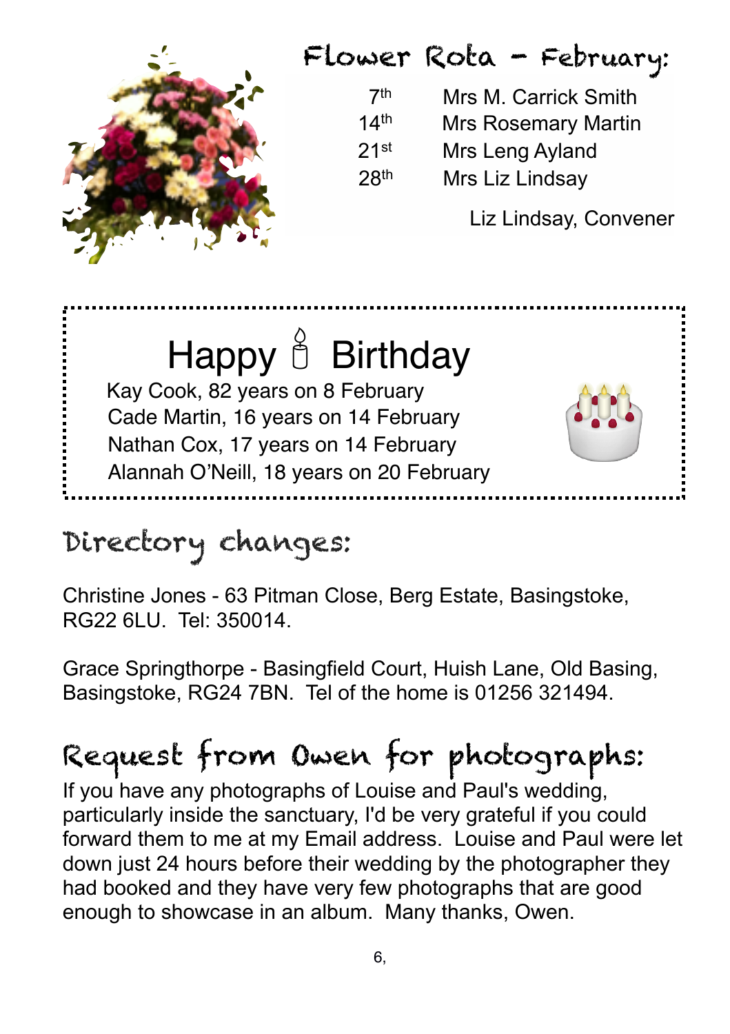## Flower Rota – February:

| | |
|---|---|
| 7th | Mrs M. Carrick Smith |
| 14th | Mrs Rosemary Martin |
| 21st | Mrs Leng Ayland |
| 28th | Mrs Liz Lindsay |

Liz Lindsay, Convener

## Happy 🕯 Birthday

Kay Cook, 82 years on 8 February
Cade Martin, 16 years on 14 February
Nathan Cox, 17 years on 14 February
Alannah O'Neill, 18 years on 20 February

## Directory changes:

Christine Jones - 63 Pitman Close, Berg Estate, Basingstoke, RG22 6LU. Tel: 350014.

Grace Springthorpe - Basingfield Court, Huish Lane, Old Basing, Basingstoke, RG24 7BN. Tel of the home is 01256 321494.

## Request from Owen for photographs:

If you have any photographs of Louise and Paul's wedding, particularly inside the sanctuary, I'd be very grateful if you could forward them to me at my Email address. Louise and Paul were let down just 24 hours before their wedding by the photographer they had booked and they have very few photographs that are good enough to showcase in an album. Many thanks, Owen.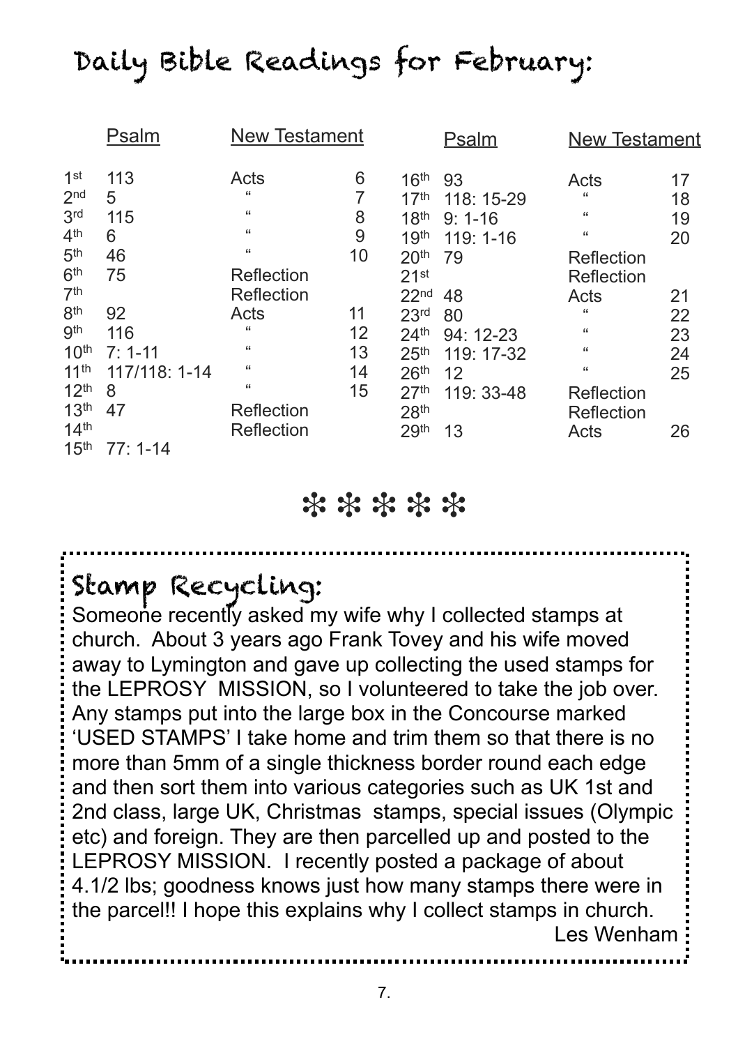# Daily Bible Readings for February:

| | Psalm | New Testament | |
|---|---|---|---|
| 1st | 113 | Acts | 6 |
| 2nd | 5 | " | 7 |
| 3rd | 115 | " | 8 |
| 4th | 6 | " | 9 |
| 5th | 46 | " | 10 |
| 6th | 75 | Reflection | |
| 7th | | Reflection | |
| 8th | 92 | Acts | 11 |
| 9th | 116 | " | 12 |
| 10th | 7: 1-11 | " | 13 |
| 11th | 117/118: 1-14 | " | 14 |
| 12th | 8 | " | 15 |
| 13th | 47 | Reflection | |
| 14th | | Reflection | |
| 15th | 77: 1-14 | | |
| 16th | 93 | Acts | 17 |
| 17th | 118: 15-29 | " | 18 |
| 18th | 9: 1-16 | " | 19 |
| 19th | 119: 1-16 | " | 20 |
| 20th | 79 | Reflection | |
| 21st | | Reflection | |
| 22nd | 48 | Acts | 21 |
| 23rd | 80 | " | 22 |
| 24th | 94: 12-23 | " | 23 |
| 25th | 119: 17-32 | " | 24 |
| 26th | 12 | " | 25 |
| 27th | 119: 33-48 | Reflection | |
| 28th | | Reflection | |
| 29th | 13 | Acts | 26 |

❊ ❊ ❊ ❊ ❊

## Stamp Recycling:

Someone recently asked my wife why I collected stamps at church. About 3 years ago Frank Tovey and his wife moved away to Lymington and gave up collecting the used stamps for the LEPROSY MISSION, so I volunteered to take the job over. Any stamps put into the large box in the Concourse marked 'USED STAMPS' I take home and trim them so that there is no more than 5mm of a single thickness border round each edge and then sort them into various categories such as UK 1st and 2nd class, large UK, Christmas stamps, special issues (Olympic etc) and foreign. They are then parcelled up and posted to the LEPROSY MISSION. I recently posted a package of about 4.1/2 lbs; goodness knows just how many stamps there were in the parcel!! I hope this explains why I collect stamps in church.

Les Wenham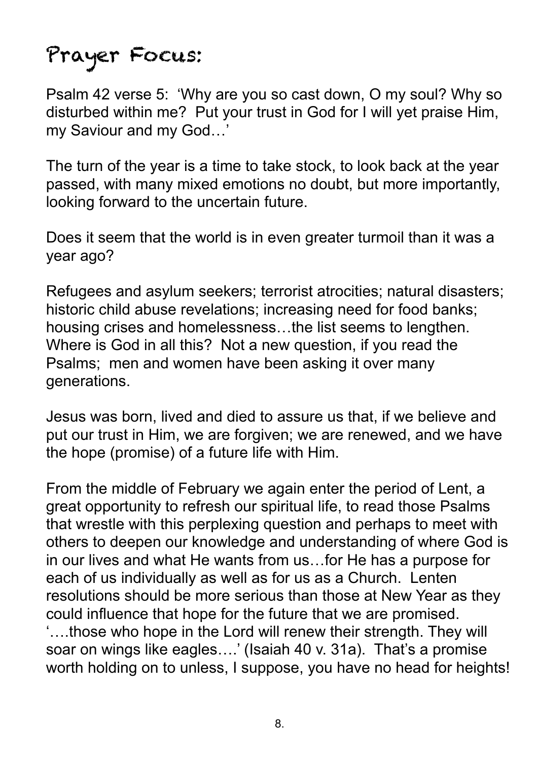# Prayer Focus:

Psalm 42 verse 5: 'Why are you so cast down, O my soul? Why so disturbed within me? Put your trust in God for I will yet praise Him, my Saviour and my God…'

The turn of the year is a time to take stock, to look back at the year passed, with many mixed emotions no doubt, but more importantly, looking forward to the uncertain future.

Does it seem that the world is in even greater turmoil than it was a year ago?

Refugees and asylum seekers; terrorist atrocities; natural disasters; historic child abuse revelations; increasing need for food banks; housing crises and homelessness…the list seems to lengthen. Where is God in all this? Not a new question, if you read the Psalms; men and women have been asking it over many generations.

Jesus was born, lived and died to assure us that, if we believe and put our trust in Him, we are forgiven; we are renewed, and we have the hope (promise) of a future life with Him.

From the middle of February we again enter the period of Lent, a great opportunity to refresh our spiritual life, to read those Psalms that wrestle with this perplexing question and perhaps to meet with others to deepen our knowledge and understanding of where God is in our lives and what He wants from us…for He has a purpose for each of us individually as well as for us as a Church. Lenten resolutions should be more serious than those at New Year as they could influence that hope for the future that we are promised. '….those who hope in the Lord will renew their strength. They will soar on wings like eagles….' (Isaiah 40 v. 31a). That's a promise worth holding on to unless, I suppose, you have no head for heights!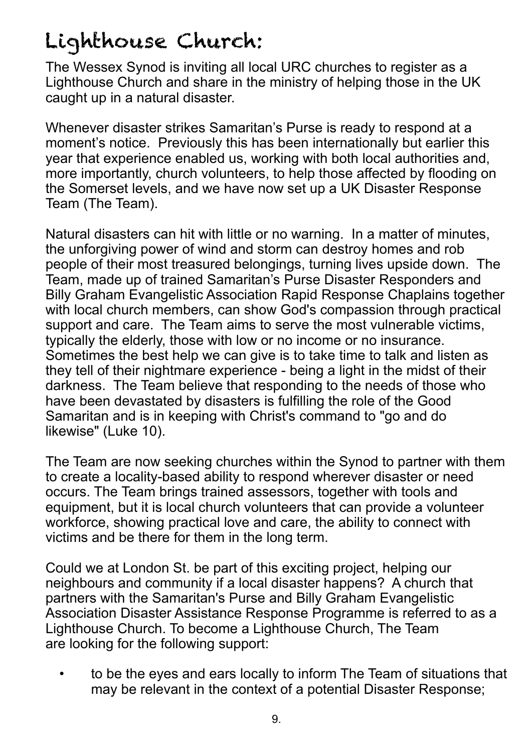# Lighthouse Church:

The Wessex Synod is inviting all local URC churches to register as a Lighthouse Church and share in the ministry of helping those in the UK caught up in a natural disaster.

Whenever disaster strikes Samaritan's Purse is ready to respond at a moment's notice. Previously this has been internationally but earlier this year that experience enabled us, working with both local authorities and, more importantly, church volunteers, to help those affected by flooding on the Somerset levels, and we have now set up a UK Disaster Response Team (The Team).

Natural disasters can hit with little or no warning. In a matter of minutes, the unforgiving power of wind and storm can destroy homes and rob people of their most treasured belongings, turning lives upside down. The Team, made up of trained Samaritan's Purse Disaster Responders and Billy Graham Evangelistic Association Rapid Response Chaplains together with local church members, can show God's compassion through practical support and care. The Team aims to serve the most vulnerable victims, typically the elderly, those with low or no income or no insurance. Sometimes the best help we can give is to take time to talk and listen as they tell of their nightmare experience - being a light in the midst of their darkness. The Team believe that responding to the needs of those who have been devastated by disasters is fulfilling the role of the Good Samaritan and is in keeping with Christ's command to "go and do likewise" (Luke 10).

The Team are now seeking churches within the Synod to partner with them to create a locality-based ability to respond wherever disaster or need occurs. The Team brings trained assessors, together with tools and equipment, but it is local church volunteers that can provide a volunteer workforce, showing practical love and care, the ability to connect with victims and be there for them in the long term.

Could we at London St. be part of this exciting project, helping our neighbours and community if a local disaster happens? A church that partners with the Samaritan's Purse and Billy Graham Evangelistic Association Disaster Assistance Response Programme is referred to as a Lighthouse Church. To become a Lighthouse Church, The Team are looking for the following support:

- to be the eyes and ears locally to inform The Team of situations that may be relevant in the context of a potential Disaster Response;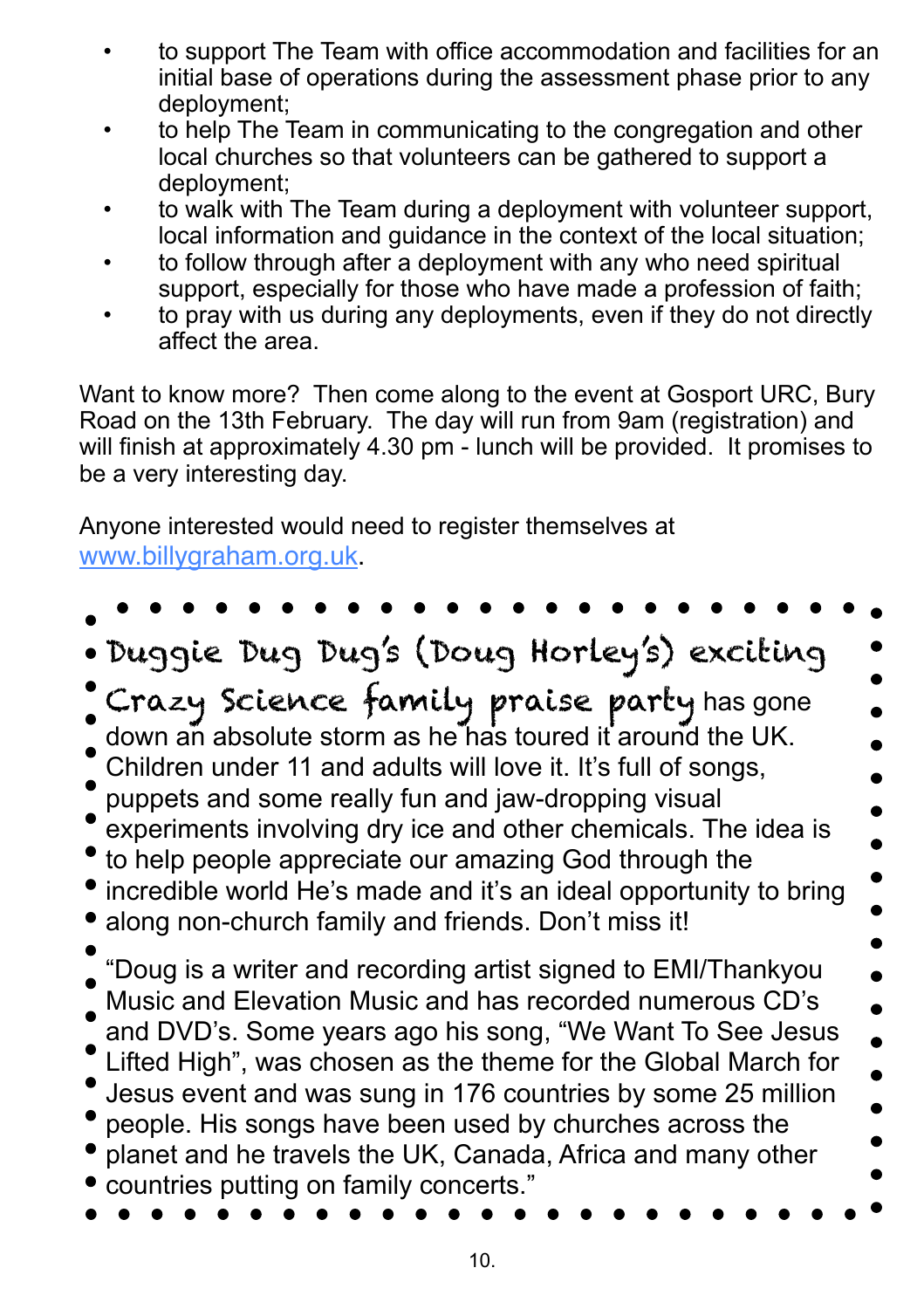- to support The Team with office accommodation and facilities for an initial base of operations during the assessment phase prior to any deployment;
- to help The Team in communicating to the congregation and other local churches so that volunteers can be gathered to support a deployment;
- to walk with The Team during a deployment with volunteer support, local information and guidance in the context of the local situation;
- to follow through after a deployment with any who need spiritual support, especially for those who have made a profession of faith;
- to pray with us during any deployments, even if they do not directly affect the area.

Want to know more? Then come along to the event at Gosport URC, Bury Road on the 13th February. The day will run from 9am (registration) and will finish at approximately 4.30 pm - lunch will be provided. It promises to be a very interesting day.

Anyone interested would need to register themselves at [www.billygraham.org.uk](http://www.billygraham.org.uk).

**Duggie Dug Dug's (Doug Horley's) exciting Crazy Science family praise party** has gone down an absolute storm as he has toured it around the UK. Children under 11 and adults will love it. It's full of songs, puppets and some really fun and jaw-dropping visual experiments involving dry ice and other chemicals. The idea is to help people appreciate our amazing God through the incredible world He's made and it's an ideal opportunity to bring along non-church family and friends. Don't miss it!

"Doug is a writer and recording artist signed to EMI/Thankyou Music and Elevation Music and has recorded numerous CD's and DVD's. Some years ago his song, "We Want To See Jesus Lifted High", was chosen as the theme for the Global March for Jesus event and was sung in 176 countries by some 25 million people. His songs have been used by churches across the planet and he travels the UK, Canada, Africa and many other countries putting on family concerts."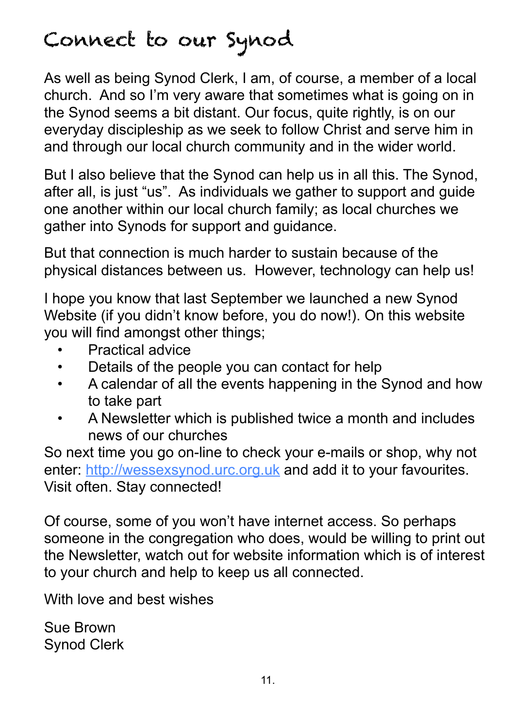# Connect to our Synod

As well as being Synod Clerk, I am, of course, a member of a local church. And so I'm very aware that sometimes what is going on in the Synod seems a bit distant. Our focus, quite rightly, is on our everyday discipleship as we seek to follow Christ and serve him in and through our local church community and in the wider world.

But I also believe that the Synod can help us in all this. The Synod, after all, is just "us". As individuals we gather to support and guide one another within our local church family; as local churches we gather into Synods for support and guidance.

But that connection is much harder to sustain because of the physical distances between us. However, technology can help us!

I hope you know that last September we launched a new Synod Website (if you didn't know before, you do now!). On this website you will find amongst other things;

- Practical advice
- Details of the people you can contact for help
- A calendar of all the events happening in the Synod and how to take part
- A Newsletter which is published twice a month and includes news of our churches

So next time you go on-line to check your e-mails or shop, why not enter: [http://wessexsynod.urc.org.uk](http://wessexsynod.urc.org.uk) and add it to your favourites. Visit often. Stay connected!

Of course, some of you won't have internet access. So perhaps someone in the congregation who does, would be willing to print out the Newsletter, watch out for website information which is of interest to your church and help to keep us all connected.

With love and best wishes

Sue Brown
Synod Clerk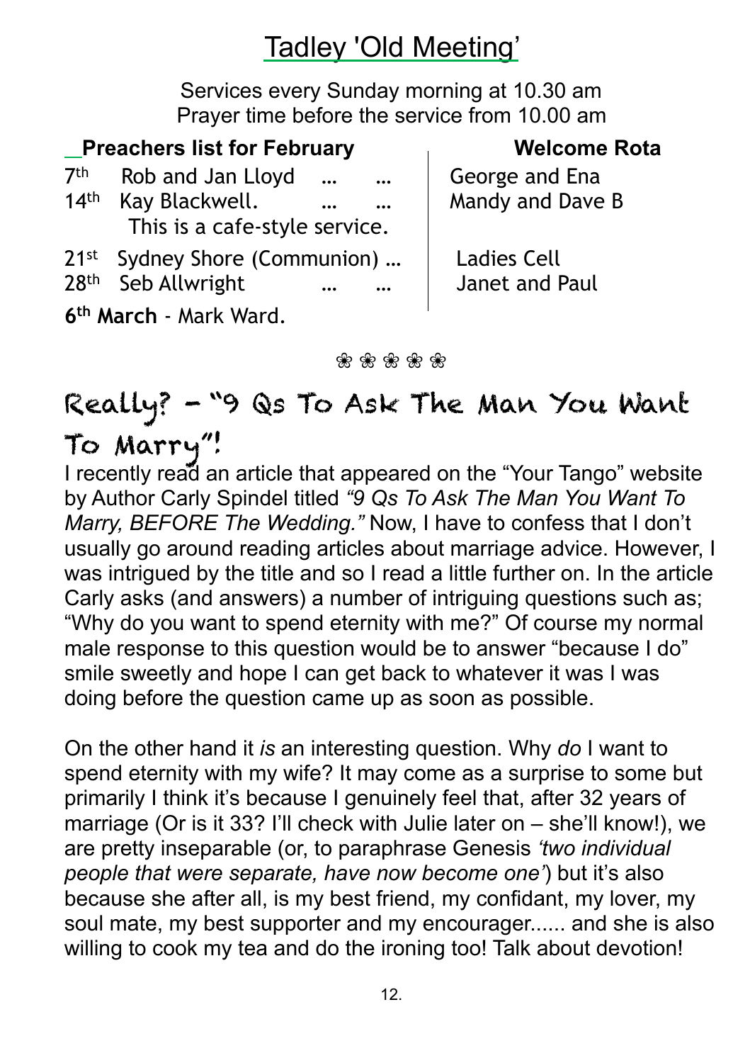# Tadley 'Old Meeting'

Services every Sunday morning at 10.30 am
Prayer time before the service from 10.00 am

| Preachers list for February | Welcome Rota |
|---|---|
| 7th Rob and Jan Lloyd … … | George and Ena |
| 14th Kay Blackwell. … … This is a cafe-style service. | Mandy and Dave B |
| 21st Sydney Shore (Communion) … | Ladies Cell |
| 28th Seb Allwright … … | Janet and Paul |

**6th March** - Mark Ward.

❀ ❀ ❀ ❀ ❀

## Really? – "9 Qs To Ask The Man You Want To Marry"!

I recently read an article that appeared on the "Your Tango" website by Author Carly Spindel titled *"9 Qs To Ask The Man You Want To Marry, BEFORE The Wedding."* Now, I have to confess that I don't usually go around reading articles about marriage advice. However, I was intrigued by the title and so I read a little further on. In the article Carly asks (and answers) a number of intriguing questions such as; "Why do you want to spend eternity with me?" Of course my normal male response to this question would be to answer "because I do" smile sweetly and hope I can get back to whatever it was I was doing before the question came up as soon as possible.

On the other hand it *is* an interesting question. Why *do* I want to spend eternity with my wife? It may come as a surprise to some but primarily I think it's because I genuinely feel that, after 32 years of marriage (Or is it 33? I'll check with Julie later on – she'll know!), we are pretty inseparable (or, to paraphrase Genesis *'two individual people that were separate, have now become one'*) but it's also because she after all, is my best friend, my confidant, my lover, my soul mate, my best supporter and my encourager...... and she is also willing to cook my tea and do the ironing too! Talk about devotion!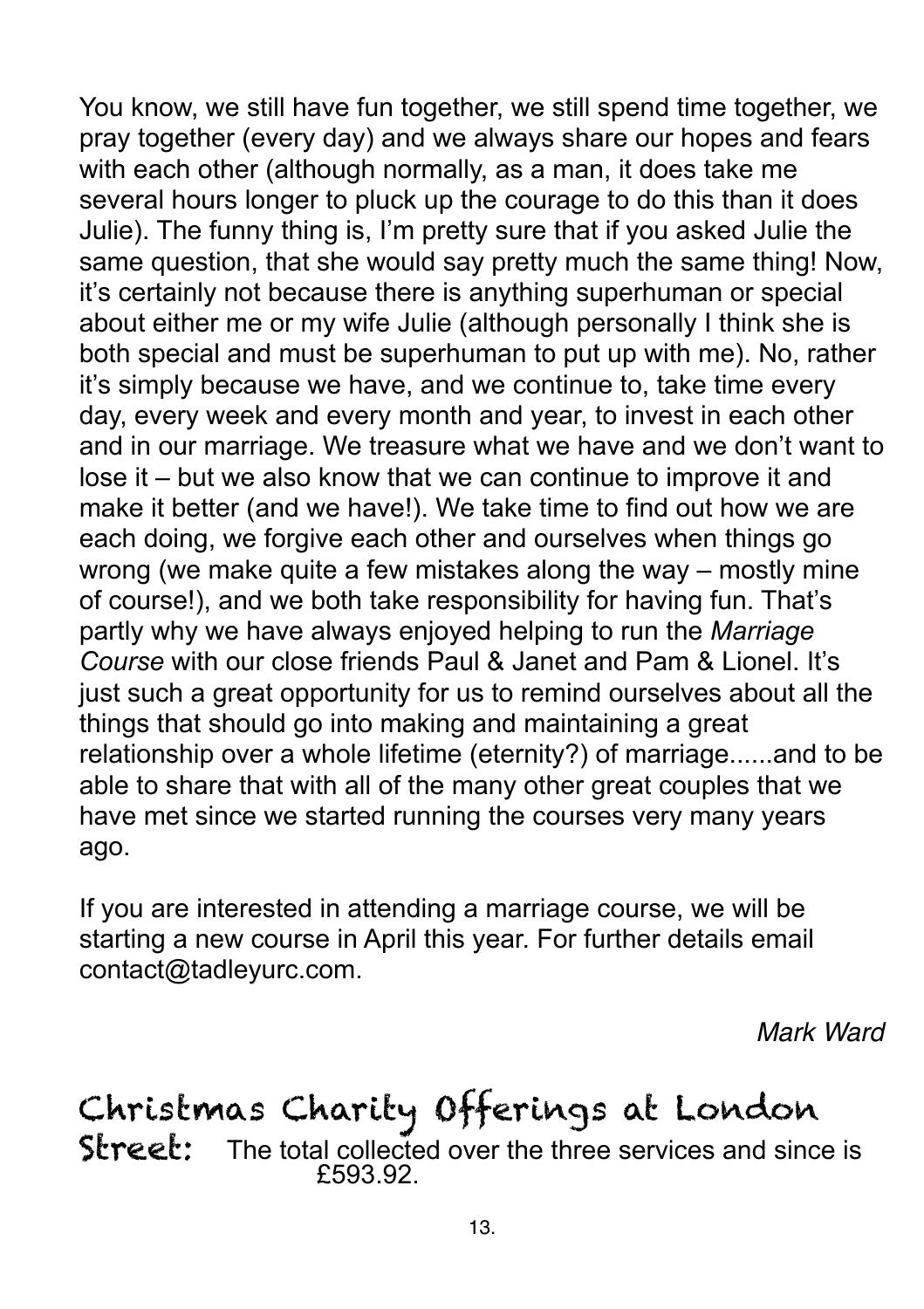You know, we still have fun together, we still spend time together, we pray together (every day) and we always share our hopes and fears with each other (although normally, as a man, it does take me several hours longer to pluck up the courage to do this than it does Julie). The funny thing is, I'm pretty sure that if you asked Julie the same question, that she would say pretty much the same thing! Now, it's certainly not because there is anything superhuman or special about either me or my wife Julie (although personally I think she is both special and must be superhuman to put up with me). No, rather it's simply because we have, and we continue to, take time every day, every week and every month and year, to invest in each other and in our marriage. We treasure what we have and we don't want to lose it – but we also know that we can continue to improve it and make it better (and we have!). We take time to find out how we are each doing, we forgive each other and ourselves when things go wrong (we make quite a few mistakes along the way – mostly mine of course!), and we both take responsibility for having fun. That's partly why we have always enjoyed helping to run the *Marriage Course* with our close friends Paul & Janet and Pam & Lionel. It's just such a great opportunity for us to remind ourselves about all the things that should go into making and maintaining a great relationship over a whole lifetime (eternity?) of marriage......and to be able to share that with all of the many other great couples that we have met since we started running the courses very many years ago.

If you are interested in attending a marriage course, we will be starting a new course in April this year. For further details email contact@tadleyurc.com.

*Mark Ward*

## Christmas Charity Offerings at London Street:

The total collected over the three services and since is £593.92.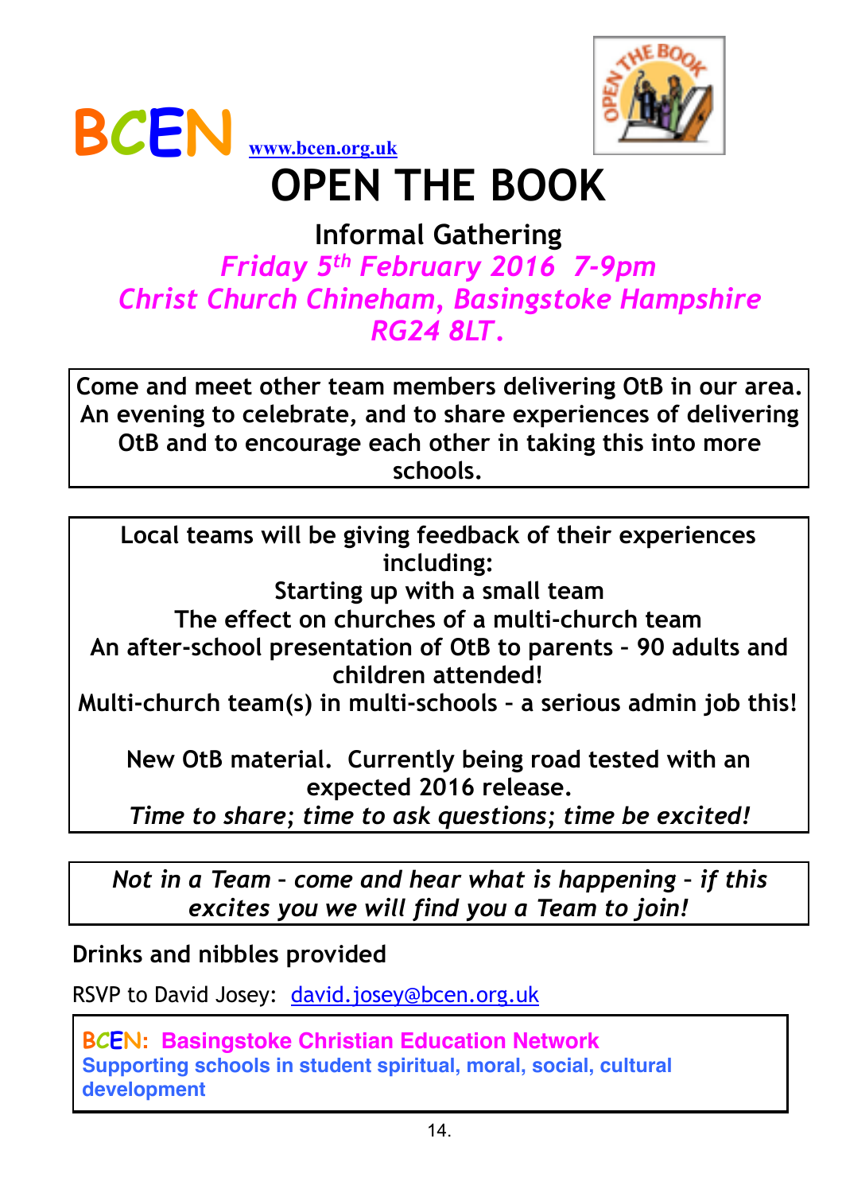BCEN www.bcen.org.uk

# OPEN THE BOOK

## Informal Gathering

*Friday 5th February 2016 7-9pm*
*Christ Church Chineham, Basingstoke Hampshire RG24 8LT.*

**Come and meet other team members delivering OtB in our area. An evening to celebrate, and to share experiences of delivering OtB and to encourage each other in taking this into more schools.**

**Local teams will be giving feedback of their experiences including:**
**Starting up with a small team**
**The effect on churches of a multi-church team**
**An after-school presentation of OtB to parents – 90 adults and children attended!**
**Multi-church team(s) in multi-schools – a serious admin job this!**

**New OtB material. Currently being road tested with an expected 2016 release.**
***Time to share; time to ask questions; time be excited!***

***Not in a Team – come and hear what is happening - if this excites you we will find you a Team to join!***

**Drinks and nibbles provided**

RSVP to David Josey: david.josey@bcen.org.uk

**BCEN: Basingstoke Christian Education Network**
**Supporting schools in student spiritual, moral, social, cultural development**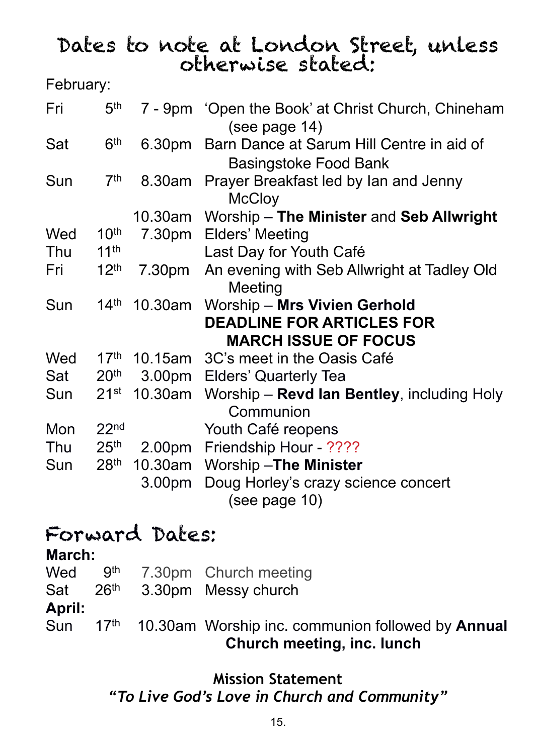# Dates to note at London Street, unless otherwise stated:

February:

| | | | |
|---|---|---|---|
| Fri | 5th | 7 - 9pm | 'Open the Book' at Christ Church, Chineham (see page 14) |
| Sat | 6th | 6.30pm | Barn Dance at Sarum Hill Centre in aid of Basingstoke Food Bank |
| Sun | 7th | 8.30am | Prayer Breakfast led by Ian and Jenny McCloy |
| | | 10.30am | Worship – **The Minister** and **Seb Allwright** |
| Wed | 10th | 7.30pm | Elders' Meeting |
| Thu | 11th | | Last Day for Youth Café |
| Fri | 12th | 7.30pm | An evening with Seb Allwright at Tadley Old Meeting |
| Sun | 14th | 10.30am | Worship – **Mrs Vivien Gerhold** **DEADLINE FOR ARTICLES FOR MARCH ISSUE OF FOCUS** |
| Wed | 17th | 10.15am | 3C's meet in the Oasis Café |
| Sat | 20th | 3.00pm | Elders' Quarterly Tea |
| Sun | 21st | 10.30am | Worship – **Revd Ian Bentley**, including Holy Communion |
| Mon | 22nd | | Youth Café reopens |
| Thu | 25th | 2.00pm | Friendship Hour - ???? |
| Sun | 28th | 10.30am | Worship –**The Minister** |
| | | 3.00pm | Doug Horley's crazy science concert (see page 10) |

# Forward Dates:

**March:**

| | | | |
|---|---|---|---|
| Wed | 9th | 7.30pm | Church meeting |
| Sat | 26th | 3.30pm | Messy church |

**April:**

| | | | |
|---|---|---|---|
| Sun | 17th | 10.30am | Worship inc. communion followed by **Annual Church meeting, inc. lunch** |

**Mission Statement**

***"To Live God's Love in Church and Community"***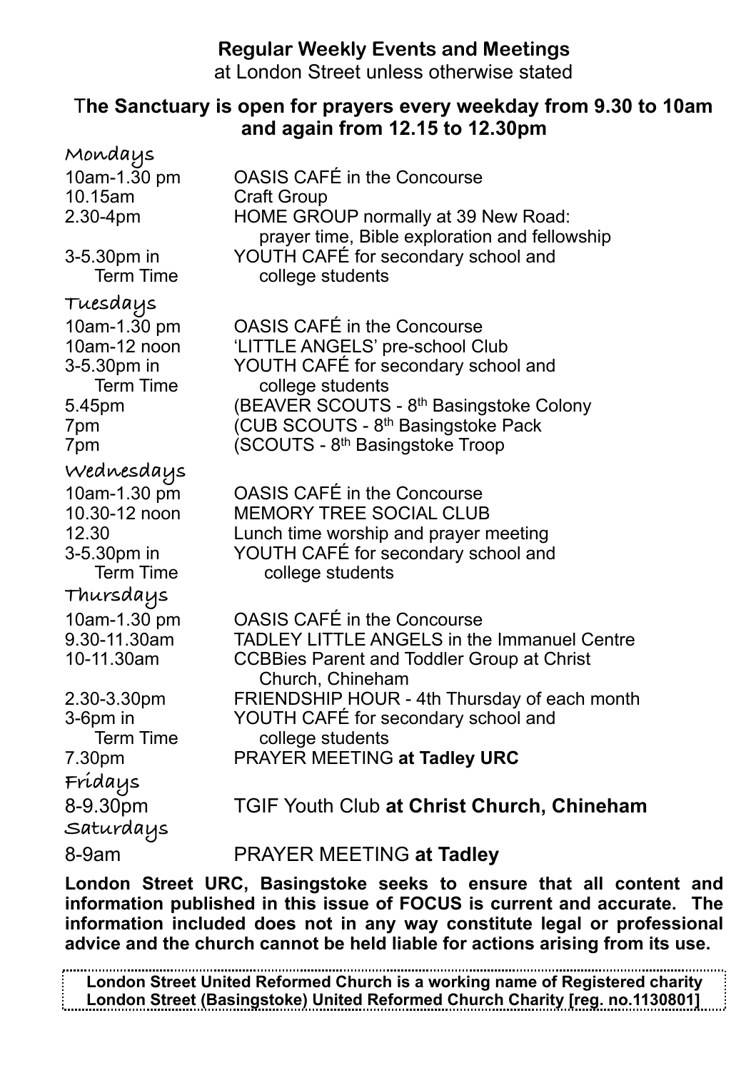## Regular Weekly Events and Meetings

at London Street unless otherwise stated

**The Sanctuary is open for prayers every weekday from 9.30 to 10am and again from 12.15 to 12.30pm**

### Mondays

| | |
|---|---|
| 10am-1.30 pm | OASIS CAFÉ in the Concourse |
| 10.15am | Craft Group |
| 2.30-4pm | HOME GROUP normally at 39 New Road: prayer time, Bible exploration and fellowship |
| 3-5.30pm in Term Time | YOUTH CAFÉ for secondary school and college students |

### Tuesdays

| | |
|---|---|
| 10am-1.30 pm | OASIS CAFÉ in the Concourse |
| 10am-12 noon | 'LITTLE ANGELS' pre-school Club |
| 3-5.30pm in Term Time | YOUTH CAFÉ for secondary school and college students |
| 5.45pm | (BEAVER SCOUTS - 8th Basingstoke Colony |
| 7pm | (CUB SCOUTS - 8th Basingstoke Pack |
| 7pm | (SCOUTS - 8th Basingstoke Troop |

### Wednesdays

| | |
|---|---|
| 10am-1.30 pm | OASIS CAFÉ in the Concourse |
| 10.30-12 noon | MEMORY TREE SOCIAL CLUB |
| 12.30 | Lunch time worship and prayer meeting |
| 3-5.30pm in Term Time | YOUTH CAFÉ for secondary school and college students |

### Thursdays

| | |
|---|---|
| 10am-1.30 pm | OASIS CAFÉ in the Concourse |
| 9.30-11.30am | TADLEY LITTLE ANGELS in the Immanuel Centre |
| 10-11.30am | CCBBies Parent and Toddler Group at Christ Church, Chineham |
| 2.30-3.30pm | FRIENDSHIP HOUR - 4th Thursday of each month |
| 3-6pm in Term Time | YOUTH CAFÉ for secondary school and college students |
| 7.30pm | PRAYER MEETING **at Tadley URC** |

### Fridays

| | |
|---|---|
| 8-9.30pm | TGIF Youth Club **at Christ Church, Chineham** |

### Saturdays

| | |
|---|---|
| 8-9am | PRAYER MEETING **at Tadley** |

**London Street URC, Basingstoke seeks to ensure that all content and information published in this issue of FOCUS is current and accurate. The information included does not in any way constitute legal or professional advice and the church cannot be held liable for actions arising from its use.**

**London Street United Reformed Church is a working name of Registered charity London Street (Basingstoke) United Reformed Church Charity [reg. no.1130801]**